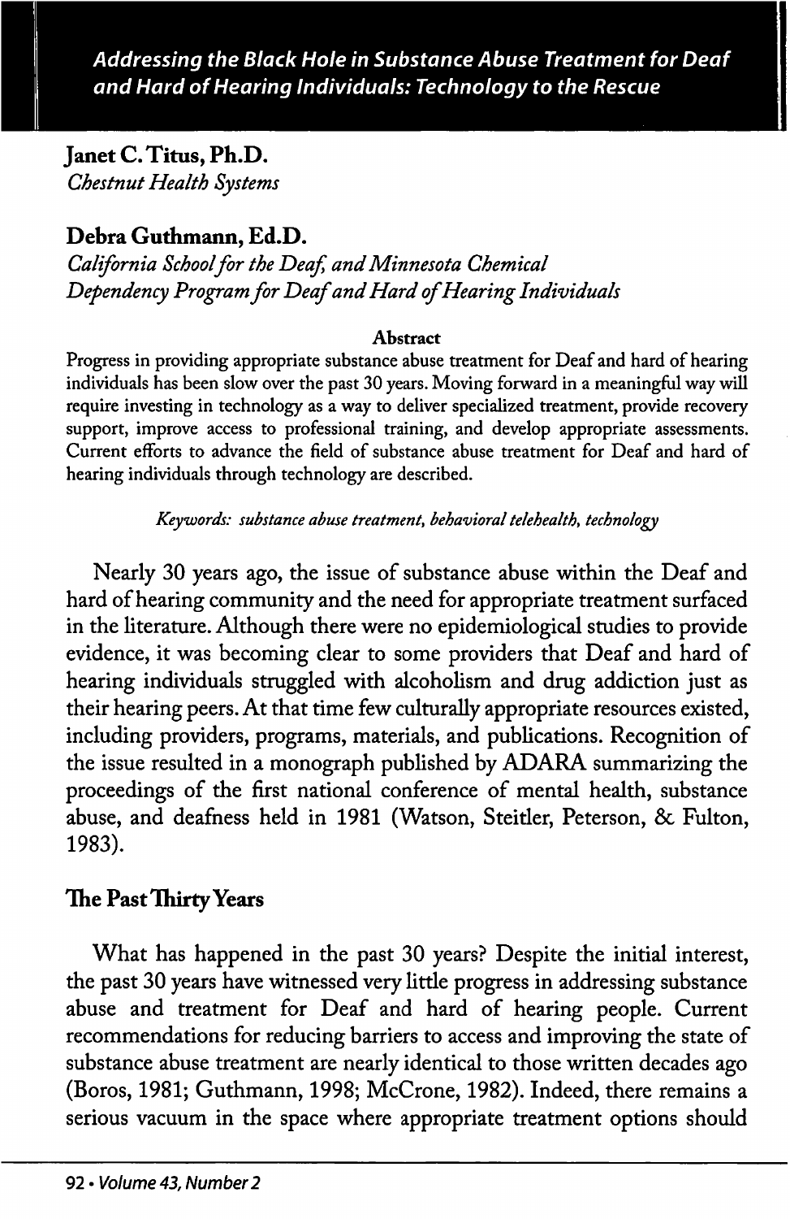# Addressing the Black Hole in Substance Abuse Treatment for Deaf and Hard of Hearing Individuals: Technology to the Rescue

**Janet C. Titus, Ph.D.**
*Chestnut Health Systems*

**Debra Guthmann, Ed.D.**
*California School for the Deaf, and Minnesota Chemical Dependency Program for Deaf and Hard of Hearing Individuals*

**Abstract**

Progress in providing appropriate substance abuse treatment for Deaf and hard of hearing individuals has been slow over the past 30 years. Moving forward in a meaningful way will require investing in technology as a way to deliver specialized treatment, provide recovery support, improve access to professional training, and develop appropriate assessments. Current efforts to advance the field of substance abuse treatment for Deaf and hard of hearing individuals through technology are described.

*Keywords: substance abuse treatment, behavioral telehealth, technology*

Nearly 30 years ago, the issue of substance abuse within the Deaf and hard of hearing community and the need for appropriate treatment surfaced in the literature. Although there were no epidemiological studies to provide evidence, it was becoming clear to some providers that Deaf and hard of hearing individuals struggled with alcoholism and drug addiction just as their hearing peers. At that time few culturally appropriate resources existed, including providers, programs, materials, and publications. Recognition of the issue resulted in a monograph published by ADARA summarizing the proceedings of the first national conference of mental health, substance abuse, and deafness held in 1981 (Watson, Steitler, Peterson, & Fulton, 1983).

## The Past Thirty Years

What has happened in the past 30 years? Despite the initial interest, the past 30 years have witnessed very little progress in addressing substance abuse and treatment for Deaf and hard of hearing people. Current recommendations for reducing barriers to access and improving the state of substance abuse treatment are nearly identical to those written decades ago (Boros, 1981; Guthmann, 1998; McCrone, 1982). Indeed, there remains a serious vacuum in the space where appropriate treatment options should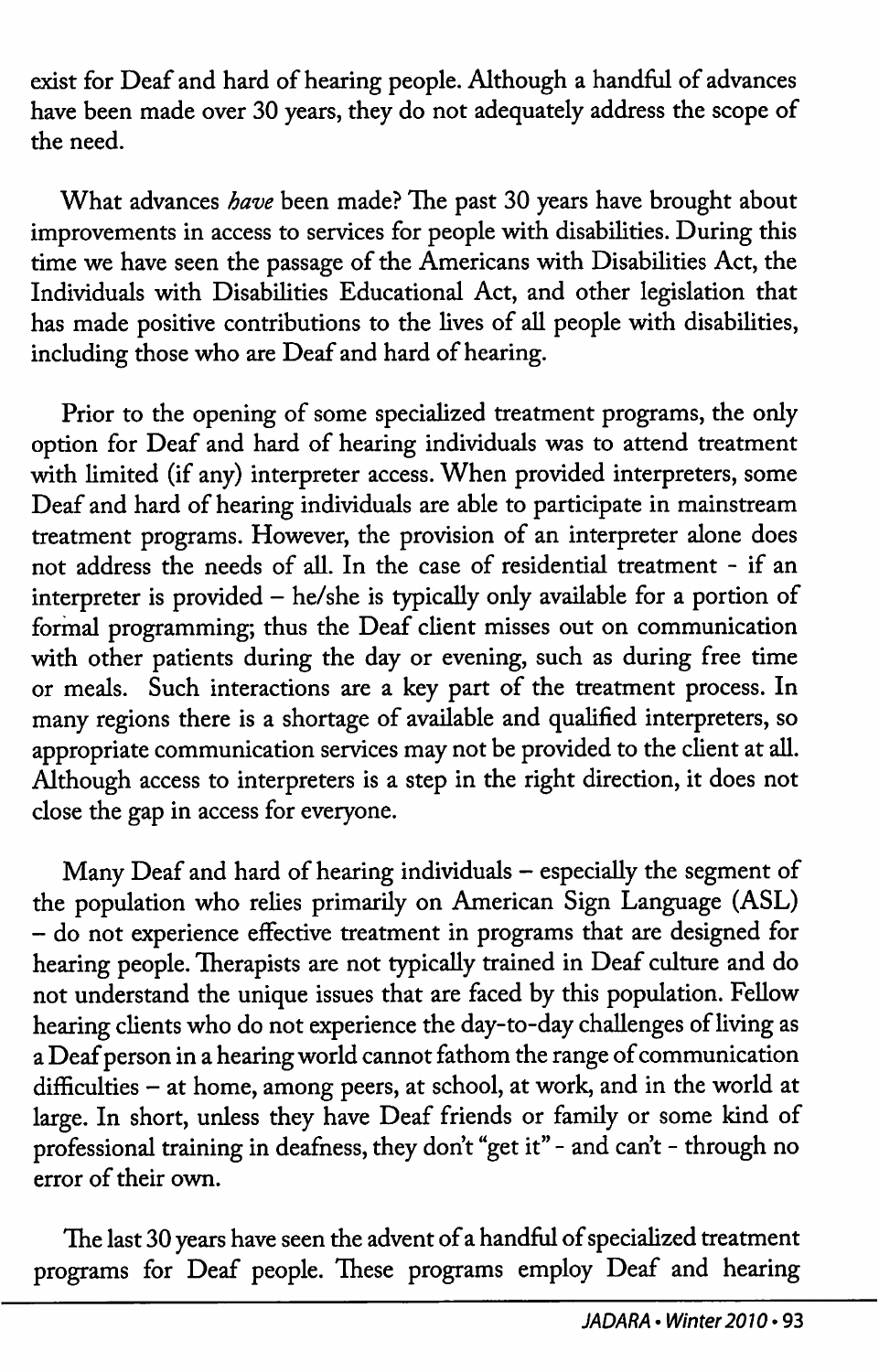exist for Deaf and hard of hearing people. Although a handful of advances have been made over 30 years, they do not adequately address the scope of the need.

What advances *have* been made? The past 30 years have brought about improvements in access to services for people with disabilities. During this time we have seen the passage of the Americans with Disabilities Act, the Individuals with Disabilities Educational Act, and other legislation that has made positive contributions to the lives of all people with disabilities, including those who are Deaf and hard of hearing.

Prior to the opening of some specialized treatment programs, the only option for Deaf and hard of hearing individuals was to attend treatment with limited (if any) interpreter access. When provided interpreters, some Deaf and hard of hearing individuals are able to participate in mainstream treatment programs. However, the provision of an interpreter alone does not address the needs of all. In the case of residential treatment - if an interpreter is provided – he/she is typically only available for a portion of formal programming; thus the Deaf client misses out on communication with other patients during the day or evening, such as during free time or meals. Such interactions are a key part of the treatment process. In many regions there is a shortage of available and qualified interpreters, so appropriate communication services may not be provided to the client at all. Although access to interpreters is a step in the right direction, it does not close the gap in access for everyone.

Many Deaf and hard of hearing individuals – especially the segment of the population who relies primarily on American Sign Language (ASL) – do not experience effective treatment in programs that are designed for hearing people. Therapists are not typically trained in Deaf culture and do not understand the unique issues that are faced by this population. Fellow hearing clients who do not experience the day-to-day challenges of living as a Deaf person in a hearing world cannot fathom the range of communication difficulties – at home, among peers, at school, at work, and in the world at large. In short, unless they have Deaf friends or family or some kind of professional training in deafness, they don't "get it" - and can't - through no error of their own.

The last 30 years have seen the advent of a handful of specialized treatment programs for Deaf people. These programs employ Deaf and hearing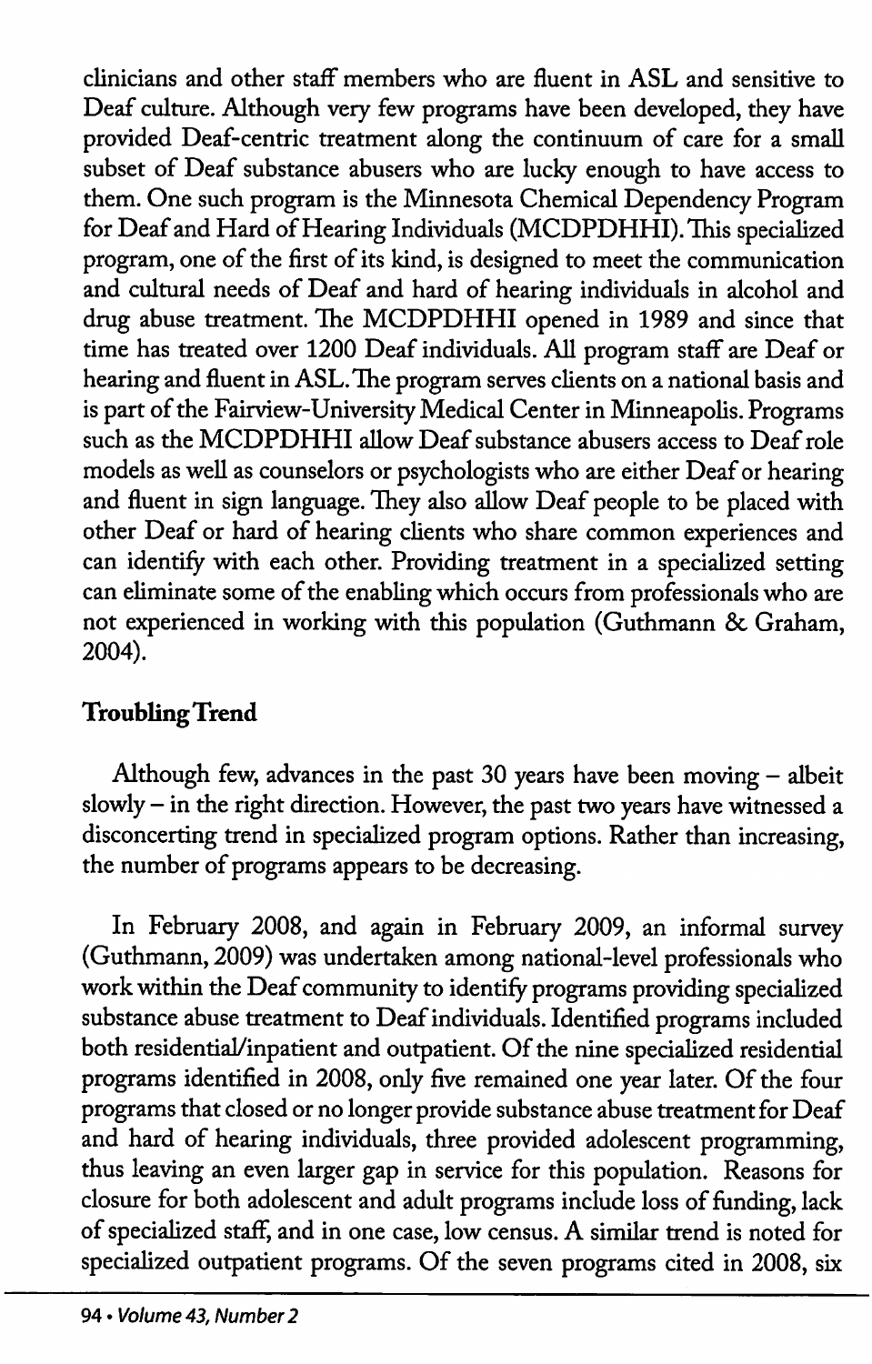clinicians and other staff members who are fluent in ASL and sensitive to Deaf culture. Although very few programs have been developed, they have provided Deaf-centric treatment along the continuum of care for a small subset of Deaf substance abusers who are lucky enough to have access to them. One such program is the Minnesota Chemical Dependency Program for Deaf and Hard of Hearing Individuals (MCDPDHHI). This specialized program, one of the first of its kind, is designed to meet the communication and cultural needs of Deaf and hard of hearing individuals in alcohol and drug abuse treatment. The MCDPDHHI opened in 1989 and since that time has treated over 1200 Deaf individuals. All program staff are Deaf or hearing and fluent in ASL. The program serves clients on a national basis and is part of the Fairview-University Medical Center in Minneapolis. Programs such as the MCDPDHHI allow Deaf substance abusers access to Deaf role models as well as counselors or psychologists who are either Deaf or hearing and fluent in sign language. They also allow Deaf people to be placed with other Deaf or hard of hearing clients who share common experiences and can identify with each other. Providing treatment in a specialized setting can eliminate some of the enabling which occurs from professionals who are not experienced in working with this population (Guthmann & Graham, 2004).

## Troubling Trend

Although few, advances in the past 30 years have been moving – albeit slowly – in the right direction. However, the past two years have witnessed a disconcerting trend in specialized program options. Rather than increasing, the number of programs appears to be decreasing.

In February 2008, and again in February 2009, an informal survey (Guthmann, 2009) was undertaken among national-level professionals who work within the Deaf community to identify programs providing specialized substance abuse treatment to Deaf individuals. Identified programs included both residential/inpatient and outpatient. Of the nine specialized residential programs identified in 2008, only five remained one year later. Of the four programs that closed or no longer provide substance abuse treatment for Deaf and hard of hearing individuals, three provided adolescent programming, thus leaving an even larger gap in service for this population. Reasons for closure for both adolescent and adult programs include loss of funding, lack of specialized staff, and in one case, low census. A similar trend is noted for specialized outpatient programs. Of the seven programs cited in 2008, six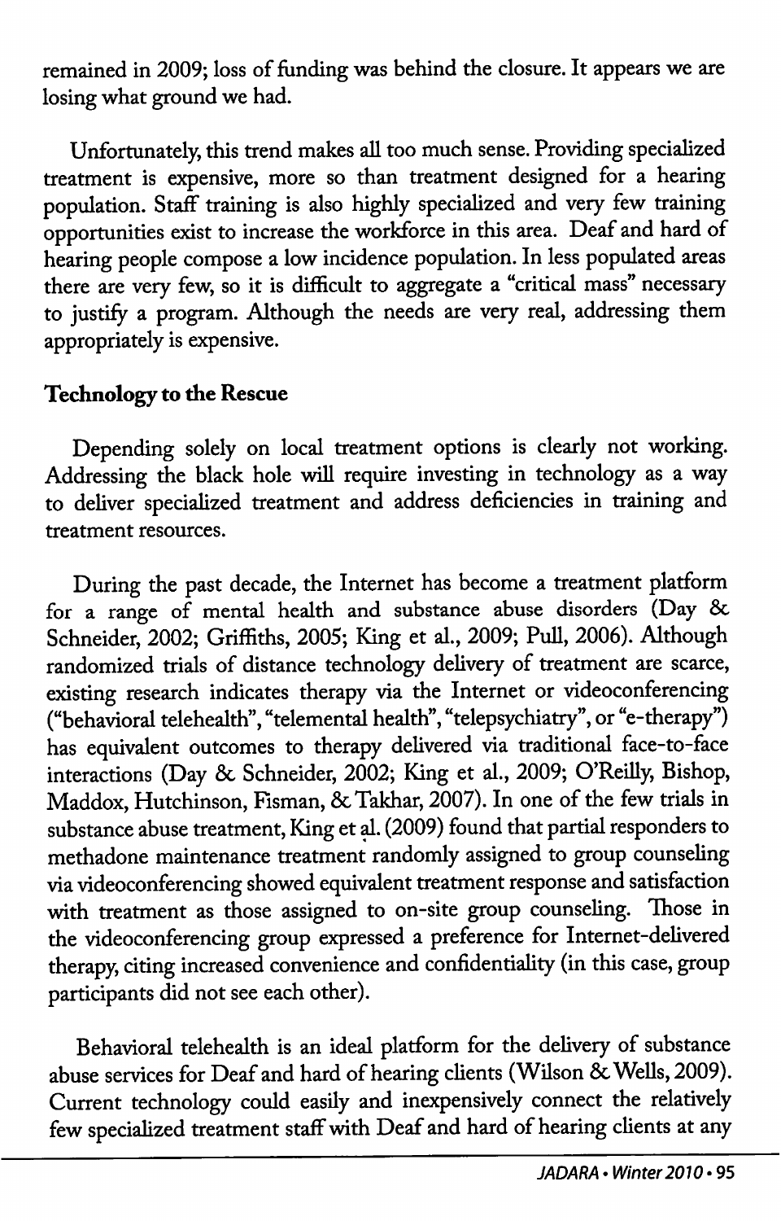remained in 2009; loss of funding was behind the closure. It appears we are losing what ground we had.

Unfortunately, this trend makes all too much sense. Providing specialized treatment is expensive, more so than treatment designed for a hearing population. Staff training is also highly specialized and very few training opportunities exist to increase the workforce in this area. Deaf and hard of hearing people compose a low incidence population. In less populated areas there are very few, so it is difficult to aggregate a "critical mass" necessary to justify a program. Although the needs are very real, addressing them appropriately is expensive.

## Technology to the Rescue

Depending solely on local treatment options is clearly not working. Addressing the black hole will require investing in technology as a way to deliver specialized treatment and address deficiencies in training and treatment resources.

During the past decade, the Internet has become a treatment platform for a range of mental health and substance abuse disorders (Day & Schneider, 2002; Griffiths, 2005; King et al., 2009; Pull, 2006). Although randomized trials of distance technology delivery of treatment are scarce, existing research indicates therapy via the Internet or videoconferencing ("behavioral telehealth", "telemental health", "telepsychiatry", or "e-therapy") has equivalent outcomes to therapy delivered via traditional face-to-face interactions (Day & Schneider, 2002; King et al., 2009; O'Reilly, Bishop, Maddox, Hutchinson, Fisman, & Takhar, 2007). In one of the few trials in substance abuse treatment, King et al. (2009) found that partial responders to methadone maintenance treatment randomly assigned to group counseling via videoconferencing showed equivalent treatment response and satisfaction with treatment as those assigned to on-site group counseling. Those in the videoconferencing group expressed a preference for Internet-delivered therapy, citing increased convenience and confidentiality (in this case, group participants did not see each other).

Behavioral telehealth is an ideal platform for the delivery of substance abuse services for Deaf and hard of hearing clients (Wilson & Wells, 2009). Current technology could easily and inexpensively connect the relatively few specialized treatment staff with Deaf and hard of hearing clients at any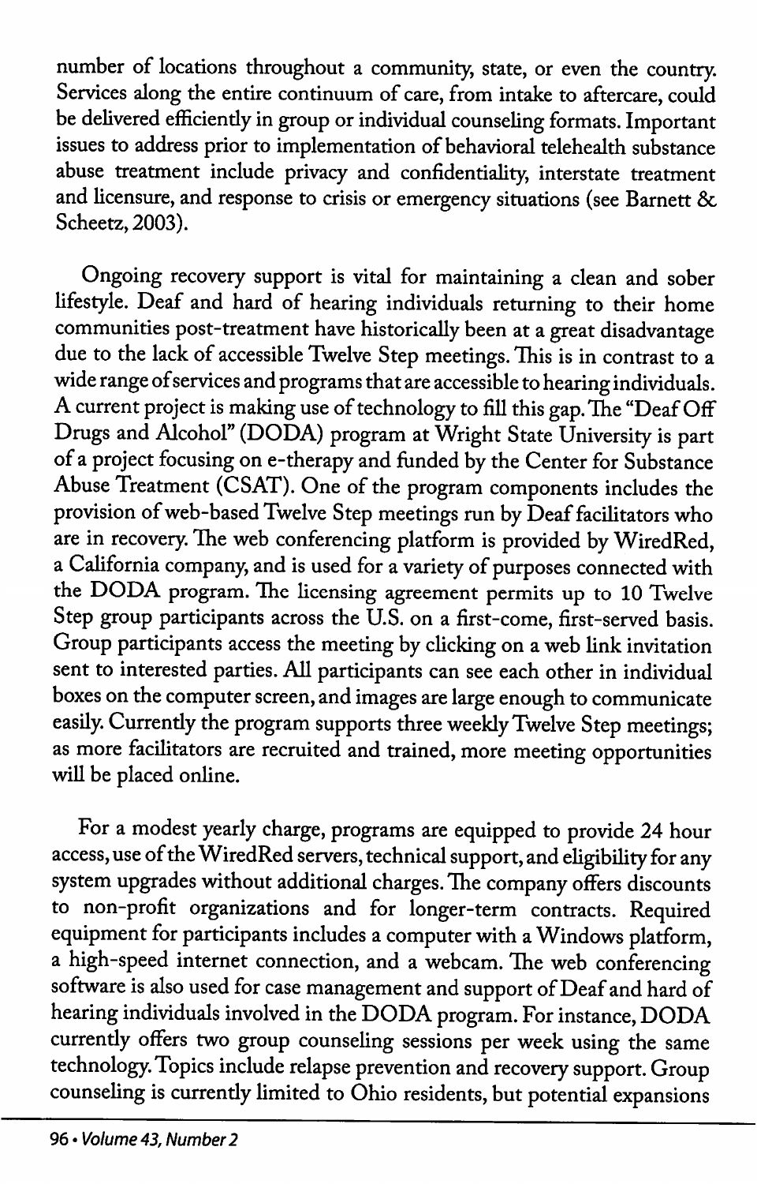number of locations throughout a community, state, or even the country. Services along the entire continuum of care, from intake to aftercare, could be delivered efficiently in group or individual counseling formats. Important issues to address prior to implementation of behavioral telehealth substance abuse treatment include privacy and confidentiality, interstate treatment and licensure, and response to crisis or emergency situations (see Barnett & Scheetz, 2003).

Ongoing recovery support is vital for maintaining a clean and sober lifestyle. Deaf and hard of hearing individuals returning to their home communities post-treatment have historically been at a great disadvantage due to the lack of accessible Twelve Step meetings. This is in contrast to a wide range of services and programs that are accessible to hearing individuals. A current project is making use of technology to fill this gap. The "Deaf Off Drugs and Alcohol" (DODA) program at Wright State University is part of a project focusing on e-therapy and funded by the Center for Substance Abuse Treatment (CSAT). One of the program components includes the provision of web-based Twelve Step meetings run by Deaf facilitators who are in recovery. The web conferencing platform is provided by WiredRed, a California company, and is used for a variety of purposes connected with the DODA program. The licensing agreement permits up to 10 Twelve Step group participants across the U.S. on a first-come, first-served basis. Group participants access the meeting by clicking on a web link invitation sent to interested parties. All participants can see each other in individual boxes on the computer screen, and images are large enough to communicate easily. Currently the program supports three weekly Twelve Step meetings; as more facilitators are recruited and trained, more meeting opportunities will be placed online.

For a modest yearly charge, programs are equipped to provide 24 hour access, use of the WiredRed servers, technical support, and eligibility for any system upgrades without additional charges. The company offers discounts to non-profit organizations and for longer-term contracts. Required equipment for participants includes a computer with a Windows platform, a high-speed internet connection, and a webcam. The web conferencing software is also used for case management and support of Deaf and hard of hearing individuals involved in the DODA program. For instance, DODA currently offers two group counseling sessions per week using the same technology. Topics include relapse prevention and recovery support. Group counseling is currently limited to Ohio residents, but potential expansions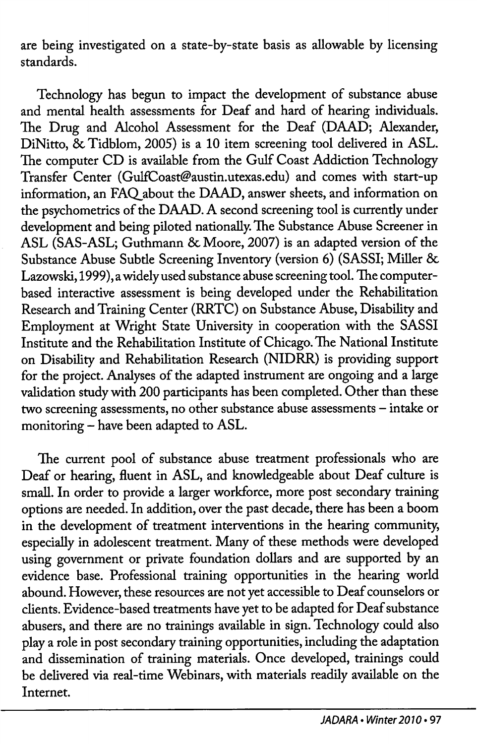are being investigated on a state-by-state basis as allowable by licensing standards.

Technology has begun to impact the development of substance abuse and mental health assessments for Deaf and hard of hearing individuals. The Drug and Alcohol Assessment for the Deaf (DAAD; Alexander, DiNitto, & Tidblom, 2005) is a 10 item screening tool delivered in ASL. The computer CD is available from the Gulf Coast Addiction Technology Transfer Center (GulfCoast@austin.utexas.edu) and comes with start-up information, an FAQ about the DAAD, answer sheets, and information on the psychometrics of the DAAD. A second screening tool is currently under development and being piloted nationally. The Substance Abuse Screener in ASL (SAS-ASL; Guthmann & Moore, 2007) is an adapted version of the Substance Abuse Subtle Screening Inventory (version 6) (SASSI; Miller & Lazowski, 1999), a widely used substance abuse screening tool. The computer-based interactive assessment is being developed under the Rehabilitation Research and Training Center (RRTC) on Substance Abuse, Disability and Employment at Wright State University in cooperation with the SASSI Institute and the Rehabilitation Institute of Chicago. The National Institute on Disability and Rehabilitation Research (NIDRR) is providing support for the project. Analyses of the adapted instrument are ongoing and a large validation study with 200 participants has been completed. Other than these two screening assessments, no other substance abuse assessments – intake or monitoring – have been adapted to ASL.

The current pool of substance abuse treatment professionals who are Deaf or hearing, fluent in ASL, and knowledgeable about Deaf culture is small. In order to provide a larger workforce, more post secondary training options are needed. In addition, over the past decade, there has been a boom in the development of treatment interventions in the hearing community, especially in adolescent treatment. Many of these methods were developed using government or private foundation dollars and are supported by an evidence base. Professional training opportunities in the hearing world abound. However, these resources are not yet accessible to Deaf counselors or clients. Evidence-based treatments have yet to be adapted for Deaf substance abusers, and there are no trainings available in sign. Technology could also play a role in post secondary training opportunities, including the adaptation and dissemination of training materials. Once developed, trainings could be delivered via real-time Webinars, with materials readily available on the Internet.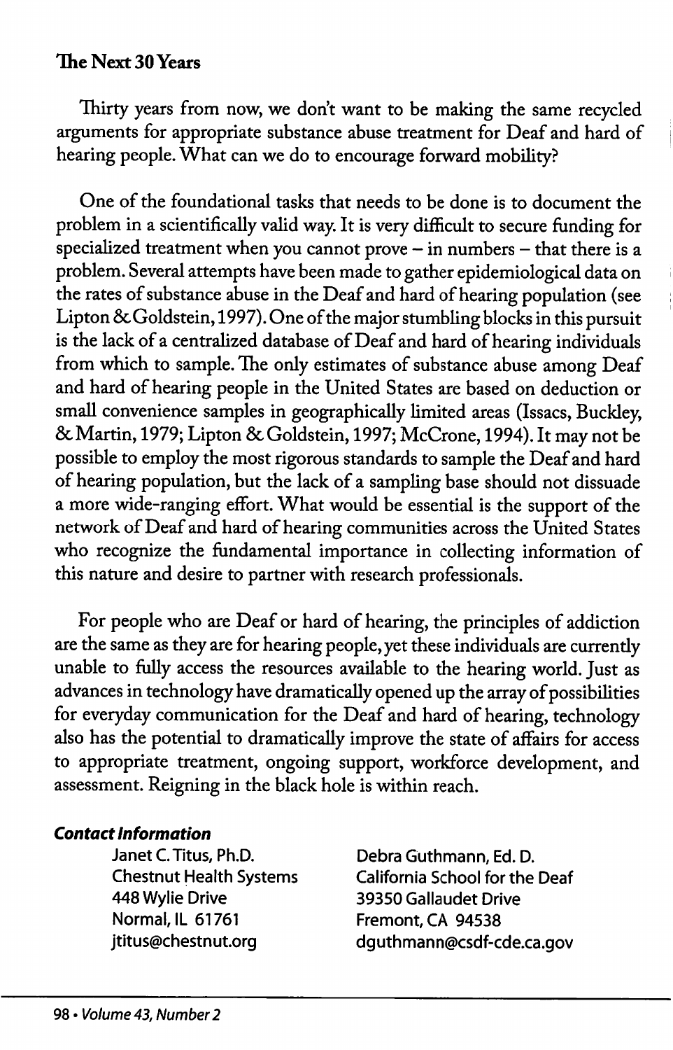## The Next 30 Years

Thirty years from now, we don't want to be making the same recycled arguments for appropriate substance abuse treatment for Deaf and hard of hearing people. What can we do to encourage forward mobility?

One of the foundational tasks that needs to be done is to document the problem in a scientifically valid way. It is very difficult to secure funding for specialized treatment when you cannot prove – in numbers – that there is a problem. Several attempts have been made to gather epidemiological data on the rates of substance abuse in the Deaf and hard of hearing population (see Lipton & Goldstein, 1997). One of the major stumbling blocks in this pursuit is the lack of a centralized database of Deaf and hard of hearing individuals from which to sample. The only estimates of substance abuse among Deaf and hard of hearing people in the United States are based on deduction or small convenience samples in geographically limited areas (Issacs, Buckley, & Martin, 1979; Lipton & Goldstein, 1997; McCrone, 1994). It may not be possible to employ the most rigorous standards to sample the Deaf and hard of hearing population, but the lack of a sampling base should not dissuade a more wide-ranging effort. What would be essential is the support of the network of Deaf and hard of hearing communities across the United States who recognize the fundamental importance in collecting information of this nature and desire to partner with research professionals.

For people who are Deaf or hard of hearing, the principles of addiction are the same as they are for hearing people, yet these individuals are currently unable to fully access the resources available to the hearing world. Just as advances in technology have dramatically opened up the array of possibilities for everyday communication for the Deaf and hard of hearing, technology also has the potential to dramatically improve the state of affairs for access to appropriate treatment, ongoing support, workforce development, and assessment. Reigning in the black hole is within reach.

***Contact Information***

Janet C. Titus, Ph.D.
Chestnut Health Systems
448 Wylie Drive
Normal, IL 61761
jtitus@chestnut.org

Debra Guthmann, Ed. D.
California School for the Deaf
39350 Gallaudet Drive
Fremont, CA 94538
dguthmann@csdf-cde.ca.gov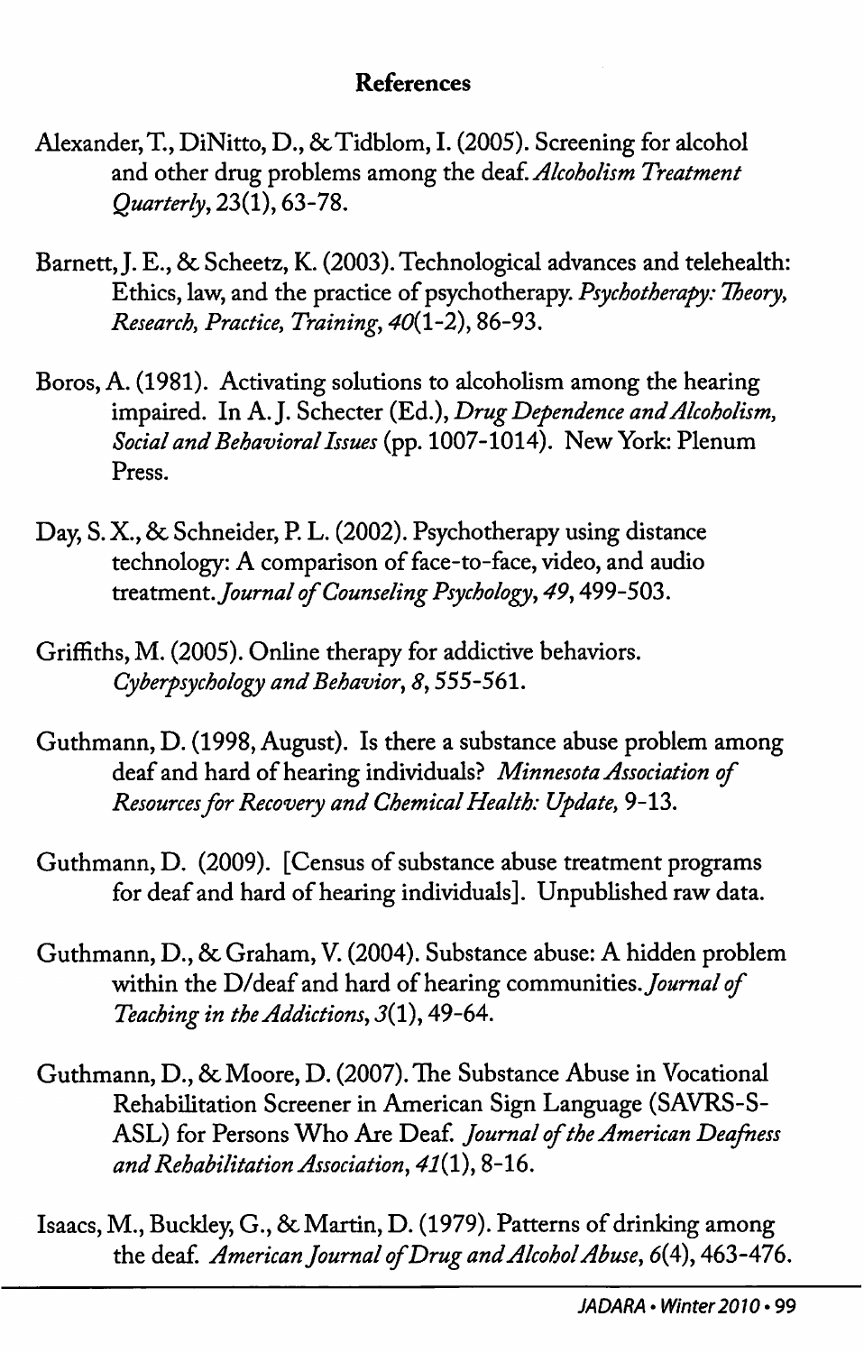## References

Alexander, T., DiNitto, D., & Tidblom, I. (2005). Screening for alcohol and other drug problems among the deaf. *Alcoholism Treatment Quarterly*, 23(1), 63-78.

Barnett, J. E., & Scheetz, K. (2003). Technological advances and telehealth: Ethics, law, and the practice of psychotherapy. *Psychotherapy: Theory, Research, Practice, Training*, *40*(1-2), 86-93.

Boros, A. (1981). Activating solutions to alcoholism among the hearing impaired. In A. J. Schecter (Ed.), *Drug Dependence and Alcoholism, Social and Behavioral Issues* (pp. 1007-1014). New York: Plenum Press.

Day, S. X., & Schneider, P. L. (2002). Psychotherapy using distance technology: A comparison of face-to-face, video, and audio treatment. *Journal of Counseling Psychology*, *49*, 499-503.

Griffiths, M. (2005). Online therapy for addictive behaviors. *Cyberpsychology and Behavior*, *8*, 555-561.

Guthmann, D. (1998, August). Is there a substance abuse problem among deaf and hard of hearing individuals? *Minnesota Association of Resources for Recovery and Chemical Health: Update*, 9-13.

Guthmann, D. (2009). [Census of substance abuse treatment programs for deaf and hard of hearing individuals]. Unpublished raw data.

Guthmann, D., & Graham, V. (2004). Substance abuse: A hidden problem within the D/deaf and hard of hearing communities. *Journal of Teaching in the Addictions*, *3*(1), 49-64.

Guthmann, D., & Moore, D. (2007). The Substance Abuse in Vocational Rehabilitation Screener in American Sign Language (SAVRS-S-ASL) for Persons Who Are Deaf. *Journal of the American Deafness and Rehabilitation Association*, *41*(1), 8-16.

Isaacs, M., Buckley, G., & Martin, D. (1979). Patterns of drinking among the deaf. *American Journal of Drug and Alcohol Abuse*, *6*(4), 463-476.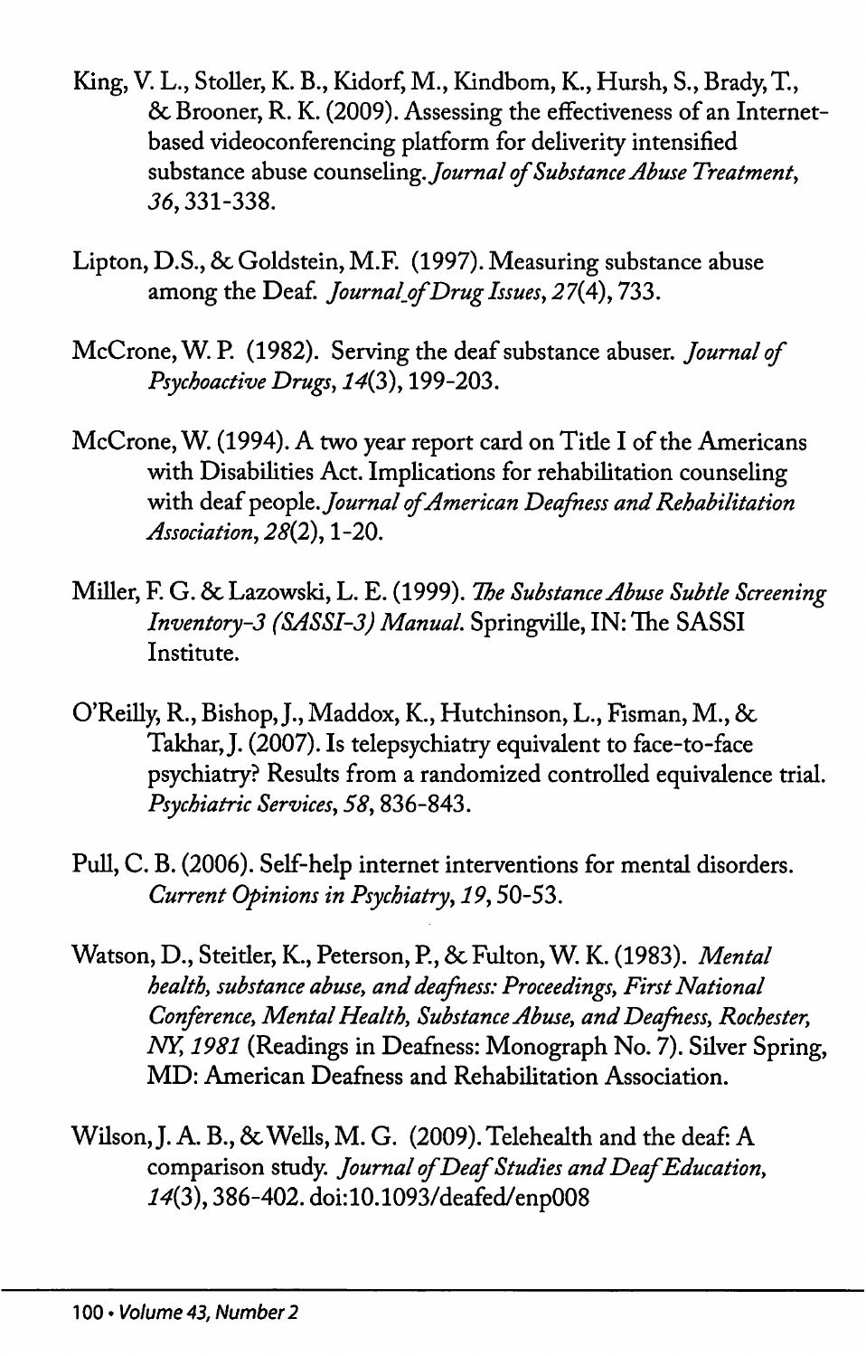King, V. L., Stoller, K. B., Kidorf, M., Kindbom, K., Hursh, S., Brady, T., & Brooner, R. K. (2009). Assessing the effectiveness of an Internet-based videoconferencing platform for deliverity intensified substance abuse counseling. *Journal of Substance Abuse Treatment*, *36*, 331-338.

Lipton, D.S., & Goldstein, M.F. (1997). Measuring substance abuse among the Deaf. *Journal of Drug Issues*, *27*(4), 733.

McCrone, W. P. (1982). Serving the deaf substance abuser. *Journal of Psychoactive Drugs*, *14*(3), 199-203.

McCrone, W. (1994). A two year report card on Title I of the Americans with Disabilities Act. Implications for rehabilitation counseling with deaf people. *Journal of American Deafness and Rehabilitation Association*, *28*(2), 1-20.

Miller, F. G. & Lazowski, L. E. (1999). *The Substance Abuse Subtle Screening Inventory-3 (SASSI-3) Manual.* Springville, IN: The SASSI Institute.

O'Reilly, R., Bishop, J., Maddox, K., Hutchinson, L., Fisman, M., & Takhar, J. (2007). Is telepsychiatry equivalent to face-to-face psychiatry? Results from a randomized controlled equivalence trial. *Psychiatric Services*, *58*, 836-843.

Pull, C. B. (2006). Self-help internet interventions for mental disorders. *Current Opinions in Psychiatry*, *19*, 50-53.

Watson, D., Steitler, K., Peterson, P., & Fulton, W. K. (1983). *Mental health, substance abuse, and deafness: Proceedings, First National Conference, Mental Health, Substance Abuse, and Deafness, Rochester, NY, 1981* (Readings in Deafness: Monograph No. 7). Silver Spring, MD: American Deafness and Rehabilitation Association.

Wilson, J. A. B., & Wells, M. G. (2009). Telehealth and the deaf: A comparison study. *Journal of Deaf Studies and Deaf Education*, *14*(3), 386-402. doi:10.1093/deafed/enp008